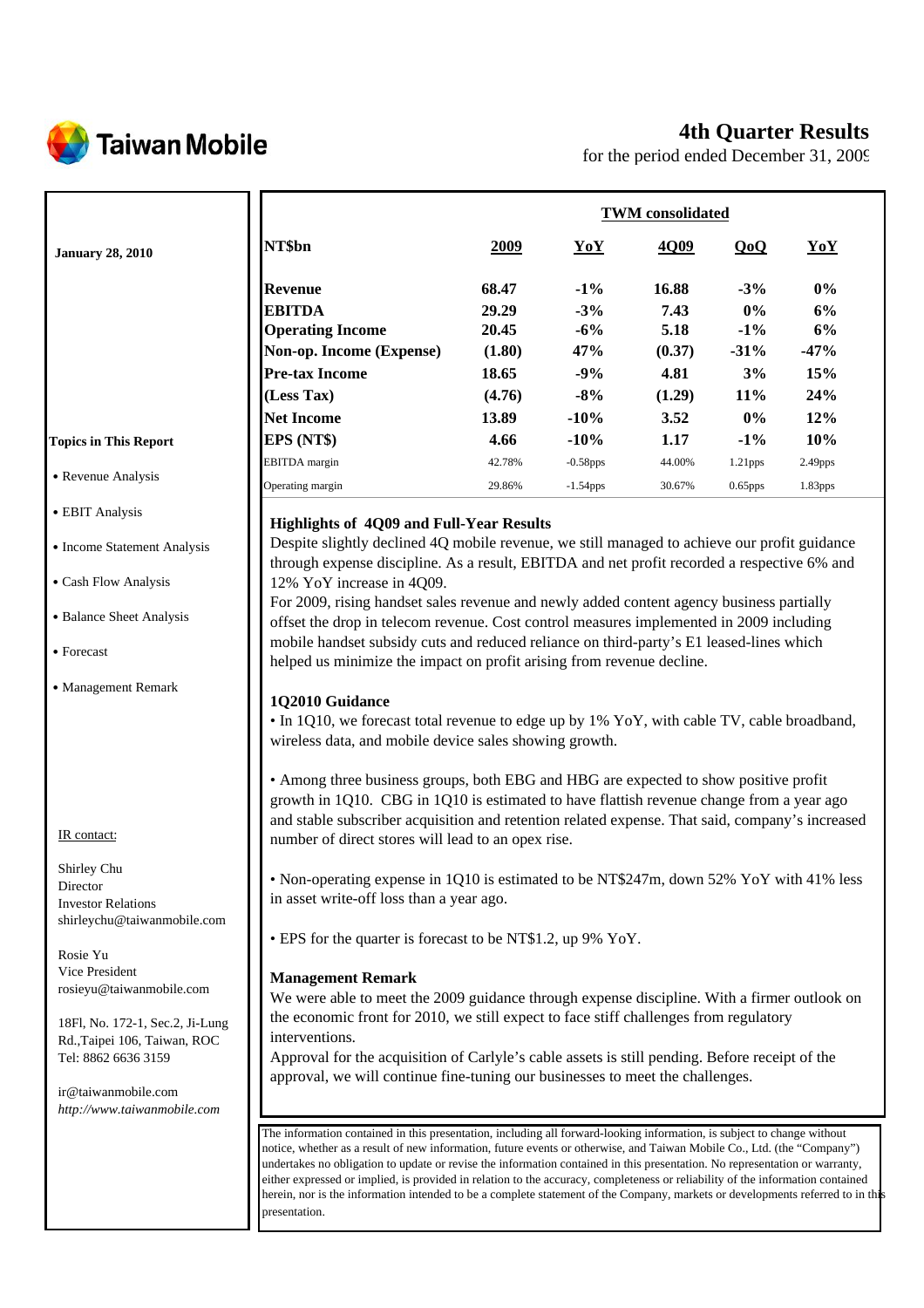# Taiwan Mobile

## 4th Quarter Results

for the period ended December 31, 2009

**January 28, 2010**

| NT$bn | 2009 | YoY | 4Q09 | QoQ | YoY |
|---|---|---|---|---|---|
| | **TWM consolidated** | | | | |
| **Revenue** | **68.47** | **-1%** | **16.88** | **-3%** | **0%** |
| **EBITDA** | **29.29** | **-3%** | **7.43** | **0%** | **6%** |
| **Operating Income** | **20.45** | **-6%** | **5.18** | **-1%** | **6%** |
| **Non-op. Income (Expense)** | **(1.80)** | **47%** | **(0.37)** | **-31%** | **-47%** |
| **Pre-tax Income** | **18.65** | **-9%** | **4.81** | **3%** | **15%** |
| **(Less Tax)** | **(4.76)** | **-8%** | **(1.29)** | **11%** | **24%** |
| **Net Income** | **13.89** | **-10%** | **3.52** | **0%** | **12%** |
| **EPS (NT$)** | **4.66** | **-10%** | **1.17** | **-1%** | **10%** |
| EBITDA margin | 42.78% | -0.58pps | 44.00% | 1.21pps | 2.49pps |
| Operating margin | 29.86% | -1.54pps | 30.67% | 0.65pps | 1.83pps |

**Topics in This Report**

- Revenue Analysis
- EBIT Analysis
- Income Statement Analysis
- Cash Flow Analysis
- Balance Sheet Analysis
- Forecast
- Management Remark

### Highlights of 4Q09 and Full-Year Results

Despite slightly declined 4Q mobile revenue, we still managed to achieve our profit guidance through expense discipline. As a result, EBITDA and net profit recorded a respective 6% and 12% YoY increase in 4Q09.

For 2009, rising handset sales revenue and newly added content agency business partially offset the drop in telecom revenue. Cost control measures implemented in 2009 including mobile handset subsidy cuts and reduced reliance on third-party's E1 leased-lines which helped us minimize the impact on profit arising from revenue decline.

### 1Q2010 Guidance

• In 1Q10, we forecast total revenue to edge up by 1% YoY, with cable TV, cable broadband, wireless data, and mobile device sales showing growth.

• Among three business groups, both EBG and HBG are expected to show positive profit growth in 1Q10. CBG in 1Q10 is estimated to have flattish revenue change from a year ago and stable subscriber acquisition and retention related expense. That said, company's increased number of direct stores will lead to an opex rise.

• Non-operating expense in 1Q10 is estimated to be NT$247m, down 52% YoY with 41% less in asset write-off loss than a year ago.

• EPS for the quarter is forecast to be NT$1.2, up 9% YoY.

### Management Remark

We were able to meet the 2009 guidance through expense discipline. With a firmer outlook on the economic front for 2010, we still expect to face stiff challenges from regulatory interventions.

Approval for the acquisition of Carlyle's cable assets is still pending. Before receipt of the approval, we will continue fine-tuning our businesses to meet the challenges.

IR contact:

Shirley Chu
Director
Investor Relations
shirleychu@taiwanmobile.com

Rosie Yu
Vice President
rosieyu@taiwanmobile.com

18Fl, No. 172-1, Sec.2, Ji-Lung Rd.,Taipei 106, Taiwan, ROC
Tel: 8862 6636 3159

ir@taiwanmobile.com
*http://www.taiwanmobile.com*

The information contained in this presentation, including all forward-looking information, is subject to change without notice, whether as a result of new information, future events or otherwise, and Taiwan Mobile Co., Ltd. (the "Company") undertakes no obligation to update or revise the information contained in this presentation. No representation or warranty, either expressed or implied, is provided in relation to the accuracy, completeness or reliability of the information contained herein, nor is the information intended to be a complete statement of the Company, markets or developments referred to in this presentation.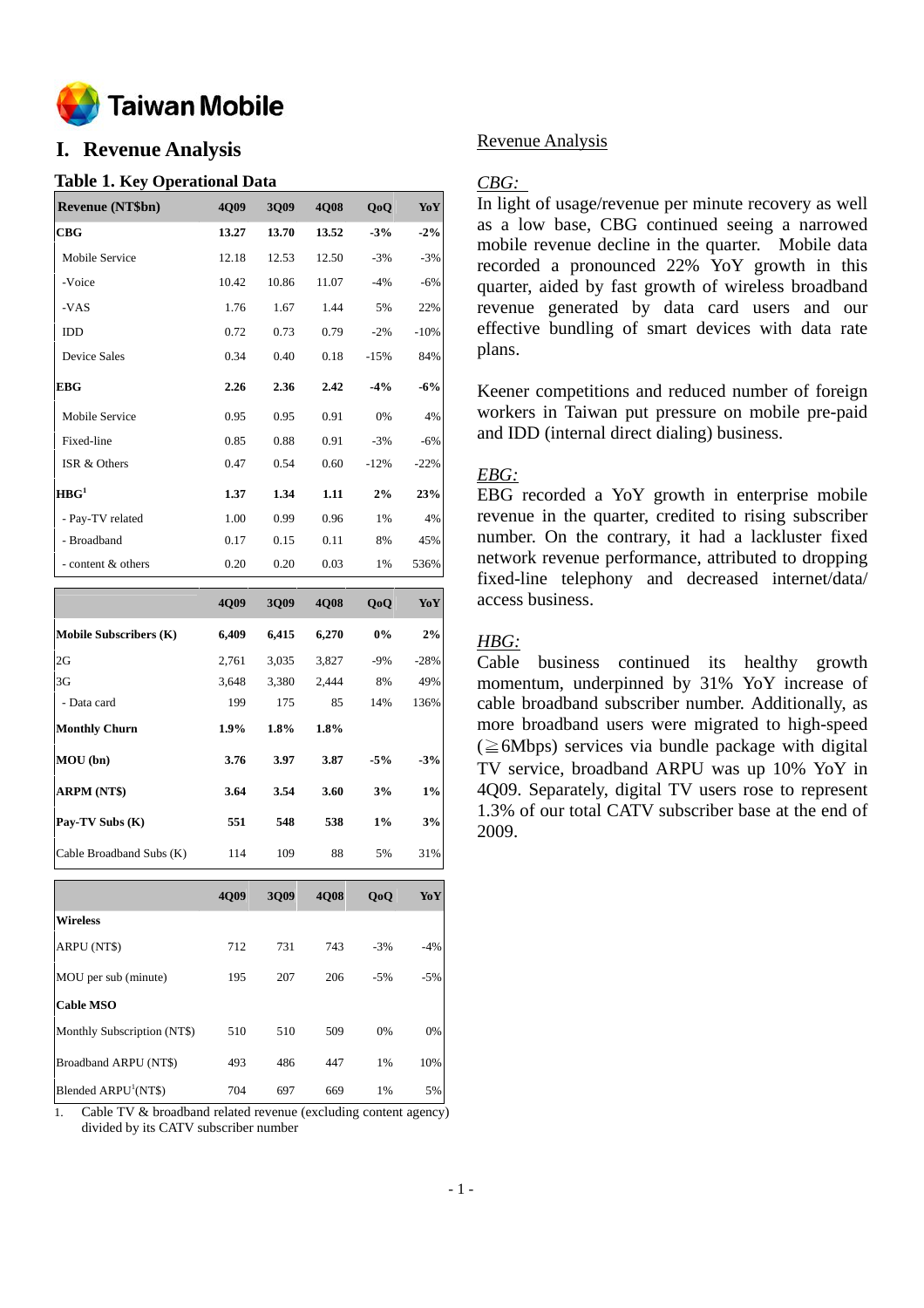# I. Revenue Analysis

## Table 1. Key Operational Data

| Revenue (NT$bn) | 4Q09 | 3Q09 | 4Q08 | QoQ | YoY |
|---|---|---|---|---|---|
| **CBG** | **13.27** | **13.70** | **13.52** | **-3%** | **-2%** |
| Mobile Service | 12.18 | 12.53 | 12.50 | -3% | -3% |
| -Voice | 10.42 | 10.86 | 11.07 | -4% | -6% |
| -VAS | 1.76 | 1.67 | 1.44 | 5% | 22% |
| IDD | 0.72 | 0.73 | 0.79 | -2% | -10% |
| Device Sales | 0.34 | 0.40 | 0.18 | -15% | 84% |
| **EBG** | **2.26** | **2.36** | **2.42** | **-4%** | **-6%** |
| Mobile Service | 0.95 | 0.95 | 0.91 | 0% | 4% |
| Fixed-line | 0.85 | 0.88 | 0.91 | -3% | -6% |
| ISR & Others | 0.47 | 0.54 | 0.60 | -12% | -22% |
| **HBG[1]** | **1.37** | **1.34** | **1.11** | **2%** | **23%** |
| - Pay-TV related | 1.00 | 0.99 | 0.96 | 1% | 4% |
| - Broadband | 0.17 | 0.15 | 0.11 | 8% | 45% |
| - content & others | 0.20 | 0.20 | 0.03 | 1% | 536% |

| | 4Q09 | 3Q09 | 4Q08 | QoQ | YoY |
|---|---|---|---|---|---|
| **Mobile Subscribers (K)** | **6,409** | **6,415** | **6,270** | **0%** | **2%** |
| 2G | 2,761 | 3,035 | 3,827 | -9% | -28% |
| 3G | 3,648 | 3,380 | 2,444 | 8% | 49% |
| - Data card | 199 | 175 | 85 | 14% | 136% |
| **Monthly Churn** | **1.9%** | **1.8%** | **1.8%** | | |
| **MOU (bn)** | **3.76** | **3.97** | **3.87** | **-5%** | **-3%** |
| **ARPM (NT$)** | **3.64** | **3.54** | **3.60** | **3%** | **1%** |
| **Pay-TV Subs (K)** | **551** | **548** | **538** | **1%** | **3%** |
| Cable Broadband Subs (K) | 114 | 109 | 88 | 5% | 31% |

| | 4Q09 | 3Q09 | 4Q08 | QoQ | YoY |
|---|---|---|---|---|---|
| **Wireless** | | | | | |
| ARPU (NT$) | 712 | 731 | 743 | -3% | -4% |
| MOU per sub (minute) | 195 | 207 | 206 | -5% | -5% |
| **Cable MSO** | | | | | |
| Monthly Subscription (NT$) | 510 | 510 | 509 | 0% | 0% |
| Broadband ARPU (NT$) | 493 | 486 | 447 | 1% | 10% |
| Blended ARPU[1](NT$) | 704 | 697 | 669 | 1% | 5% |

1. Cable TV & broadband related revenue (excluding content agency) divided by its CATV subscriber number

## Revenue Analysis

*CBG:*

In light of usage/revenue per minute recovery as well as a low base, CBG continued seeing a narrowed mobile revenue decline in the quarter. Mobile data recorded a pronounced 22% YoY growth in this quarter, aided by fast growth of wireless broadband revenue generated by data card users and our effective bundling of smart devices with data rate plans.

Keener competitions and reduced number of foreign workers in Taiwan put pressure on mobile pre-paid and IDD (internal direct dialing) business.

*EBG:*

EBG recorded a YoY growth in enterprise mobile revenue in the quarter, credited to rising subscriber number. On the contrary, it had a lackluster fixed network revenue performance, attributed to dropping fixed-line telephony and decreased internet/data/ access business.

*HBG:*

Cable business continued its healthy growth momentum, underpinned by 31% YoY increase of cable broadband subscriber number. Additionally, as more broadband users were migrated to high-speed (≧6Mbps) services via bundle package with digital TV service, broadband ARPU was up 10% YoY in 4Q09. Separately, digital TV users rose to represent 1.3% of our total CATV subscriber base at the end of 2009.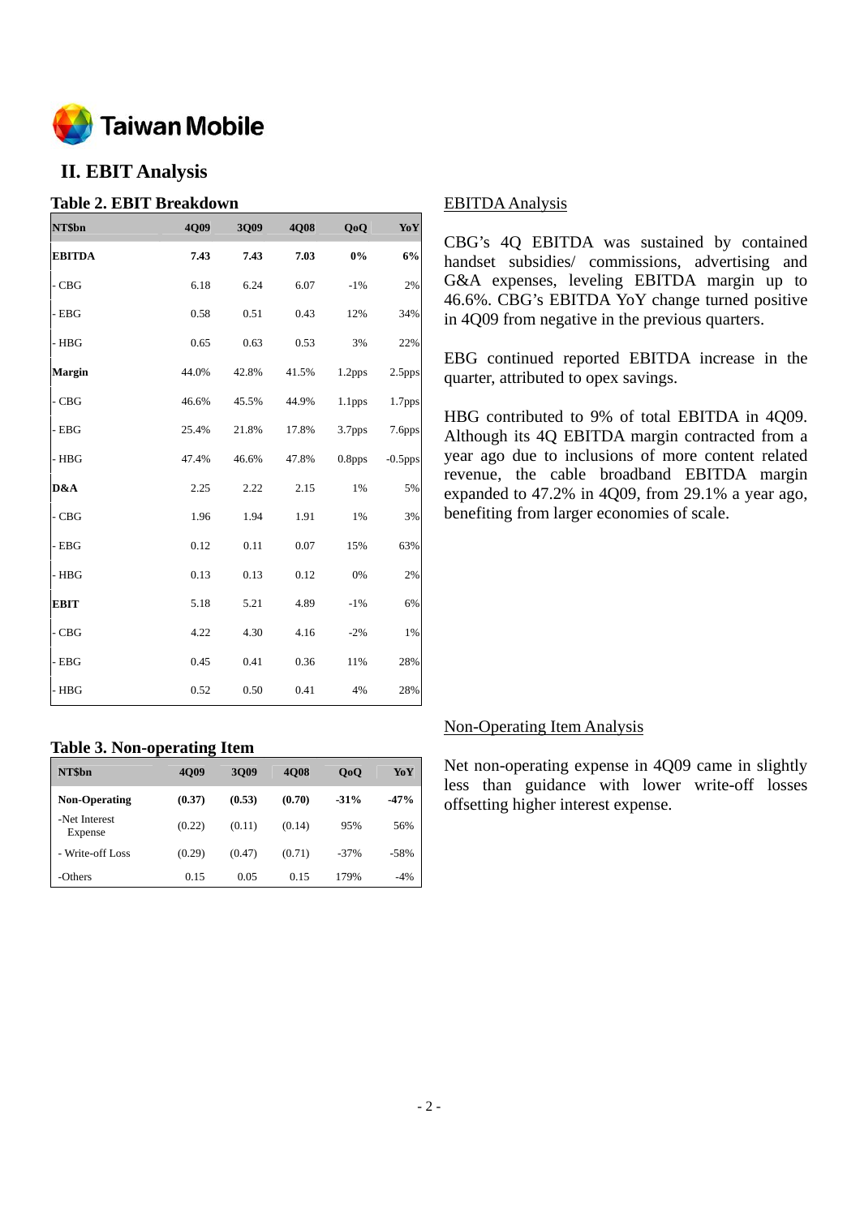## II. EBIT Analysis

### Table 2. EBIT Breakdown

| NT$bn | 4Q09 | 3Q09 | 4Q08 | QoQ | YoY |
|---|---|---|---|---|---|
| **EBITDA** | **7.43** | **7.43** | **7.03** | **0%** | **6%** |
| - CBG | 6.18 | 6.24 | 6.07 | -1% | 2% |
| - EBG | 0.58 | 0.51 | 0.43 | 12% | 34% |
| - HBG | 0.65 | 0.63 | 0.53 | 3% | 22% |
| **Margin** | 44.0% | 42.8% | 41.5% | 1.2pps | 2.5pps |
| - CBG | 46.6% | 45.5% | 44.9% | 1.1pps | 1.7pps |
| - EBG | 25.4% | 21.8% | 17.8% | 3.7pps | 7.6pps |
| - HBG | 47.4% | 46.6% | 47.8% | 0.8pps | -0.5pps |
| **D&A** | 2.25 | 2.22 | 2.15 | 1% | 5% |
| - CBG | 1.96 | 1.94 | 1.91 | 1% | 3% |
| - EBG | 0.12 | 0.11 | 0.07 | 15% | 63% |
| - HBG | 0.13 | 0.13 | 0.12 | 0% | 2% |
| **EBIT** | 5.18 | 5.21 | 4.89 | -1% | 6% |
| - CBG | 4.22 | 4.30 | 4.16 | -2% | 1% |
| - EBG | 0.45 | 0.41 | 0.36 | 11% | 28% |
| - HBG | 0.52 | 0.50 | 0.41 | 4% | 28% |

EBITDA Analysis

CBG's 4Q EBITDA was sustained by contained handset subsidies/ commissions, advertising and G&A expenses, leveling EBITDA margin up to 46.6%. CBG's EBITDA YoY change turned positive in 4Q09 from negative in the previous quarters.

EBG continued reported EBITDA increase in the quarter, attributed to opex savings.

HBG contributed to 9% of total EBITDA in 4Q09. Although its 4Q EBITDA margin contracted from a year ago due to inclusions of more content related revenue, the cable broadband EBITDA margin expanded to 47.2% in 4Q09, from 29.1% a year ago, benefiting from larger economies of scale.

### Table 3. Non-operating Item

| NT$bn | 4Q09 | 3Q09 | 4Q08 | QoQ | YoY |
|---|---|---|---|---|---|
| **Non-Operating** | **(0.37)** | **(0.53)** | **(0.70)** | **-31%** | **-47%** |
| -Net Interest Expense | (0.22) | (0.11) | (0.14) | 95% | 56% |
| - Write-off Loss | (0.29) | (0.47) | (0.71) | -37% | -58% |
| -Others | 0.15 | 0.05 | 0.15 | 179% | -4% |

Non-Operating Item Analysis

Net non-operating expense in 4Q09 came in slightly less than guidance with lower write-off losses offsetting higher interest expense.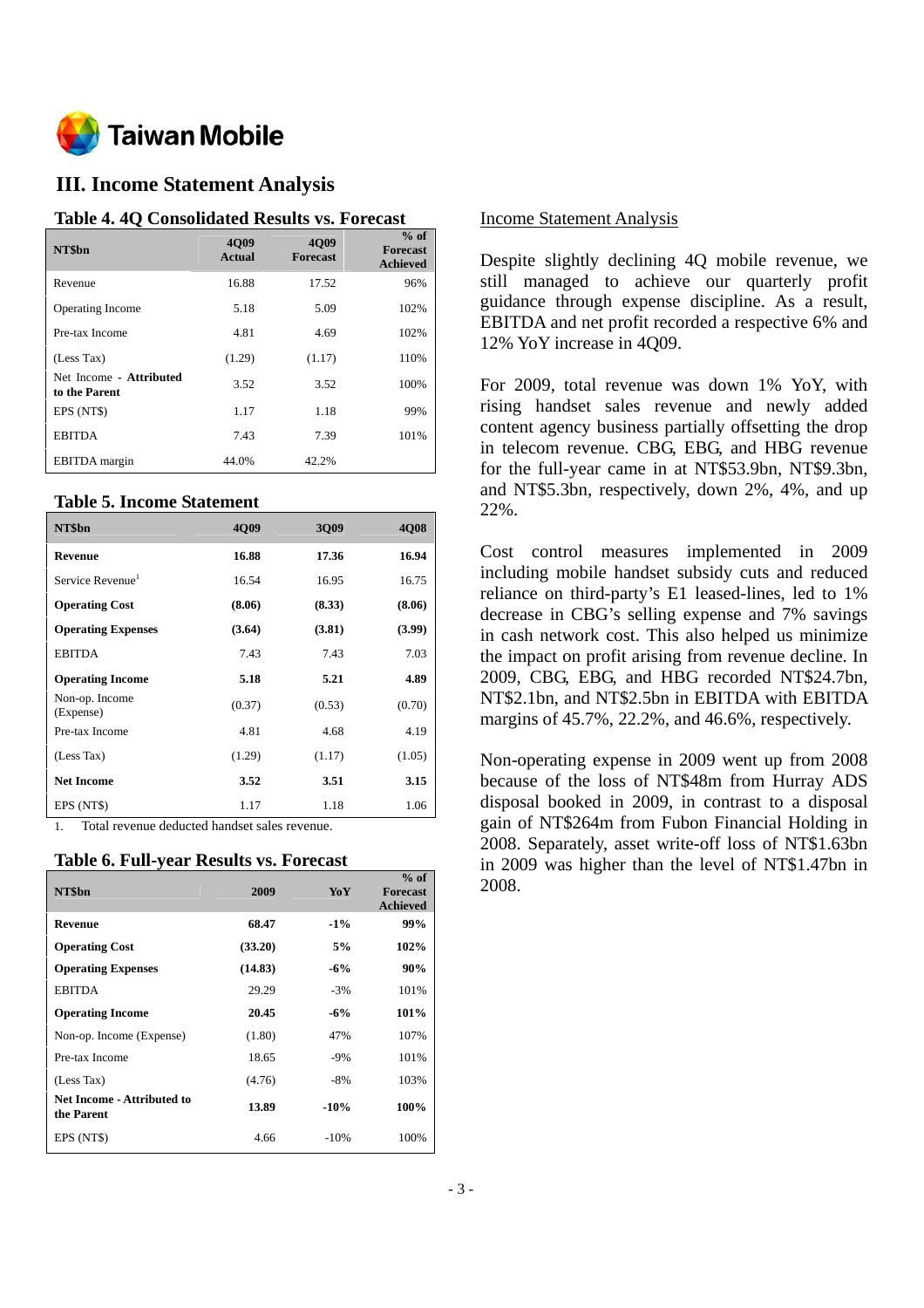## III. Income Statement Analysis

### Table 4. 4Q Consolidated Results vs. Forecast

| NT$bn | 4Q09 Actual | 4Q09 Forecast | % of Forecast Achieved |
|---|---|---|---|
| Revenue | 16.88 | 17.52 | 96% |
| Operating Income | 5.18 | 5.09 | 102% |
| Pre-tax Income | 4.81 | 4.69 | 102% |
| (Less Tax) | (1.29) | (1.17) | 110% |
| Net Income - **Attributed to the Parent** | 3.52 | 3.52 | 100% |
| EPS (NT$) | 1.17 | 1.18 | 99% |
| EBITDA | 7.43 | 7.39 | 101% |
| EBITDA margin | 44.0% | 42.2% | |

### Table 5. Income Statement

| NT$bn | 4Q09 | 3Q09 | 4Q08 |
|---|---|---|---|
| **Revenue** | **16.88** | **17.36** | **16.94** |
| Service Revenue[1] | 16.54 | 16.95 | 16.75 |
| **Operating Cost** | **(8.06)** | **(8.33)** | **(8.06)** |
| **Operating Expenses** | **(3.64)** | **(3.81)** | **(3.99)** |
| EBITDA | 7.43 | 7.43 | 7.03 |
| **Operating Income** | **5.18** | **5.21** | **4.89** |
| Non-op. Income (Expense) | (0.37) | (0.53) | (0.70) |
| Pre-tax Income | 4.81 | 4.68 | 4.19 |
| (Less Tax) | (1.29) | (1.17) | (1.05) |
| **Net Income** | **3.52** | **3.51** | **3.15** |
| EPS (NT$) | 1.17 | 1.18 | 1.06 |

1. Total revenue deducted handset sales revenue.

### Table 6. Full-year Results vs. Forecast

| NT$bn | 2009 | YoY | % of Forecast Achieved |
|---|---|---|---|
| **Revenue** | **68.47** | **-1%** | **99%** |
| **Operating Cost** | **(33.20)** | **5%** | **102%** |
| **Operating Expenses** | **(14.83)** | **-6%** | **90%** |
| EBITDA | 29.29 | -3% | 101% |
| **Operating Income** | **20.45** | **-6%** | **101%** |
| Non-op. Income (Expense) | (1.80) | 47% | 107% |
| Pre-tax Income | 18.65 | -9% | 101% |
| (Less Tax) | (4.76) | -8% | 103% |
| **Net Income - Attributed to the Parent** | **13.89** | **-10%** | **100%** |
| EPS (NT$) | 4.66 | -10% | 100% |

Income Statement Analysis

Despite slightly declining 4Q mobile revenue, we still managed to achieve our quarterly profit guidance through expense discipline. As a result, EBITDA and net profit recorded a respective 6% and 12% YoY increase in 4Q09.

For 2009, total revenue was down 1% YoY, with rising handset sales revenue and newly added content agency business partially offsetting the drop in telecom revenue. CBG, EBG, and HBG revenue for the full-year came in at NT$53.9bn, NT$9.3bn, and NT$5.3bn, respectively, down 2%, 4%, and up 22%.

Cost control measures implemented in 2009 including mobile handset subsidy cuts and reduced reliance on third-party's E1 leased-lines, led to 1% decrease in CBG's selling expense and 7% savings in cash network cost. This also helped us minimize the impact on profit arising from revenue decline. In 2009, CBG, EBG, and HBG recorded NT$24.7bn, NT$2.1bn, and NT$2.5bn in EBITDA with EBITDA margins of 45.7%, 22.2%, and 46.6%, respectively.

Non-operating expense in 2009 went up from 2008 because of the loss of NT$48m from Hurray ADS disposal booked in 2009, in contrast to a disposal gain of NT$264m from Fubon Financial Holding in 2008. Separately, asset write-off loss of NT$1.63bn in 2009 was higher than the level of NT$1.47bn in 2008.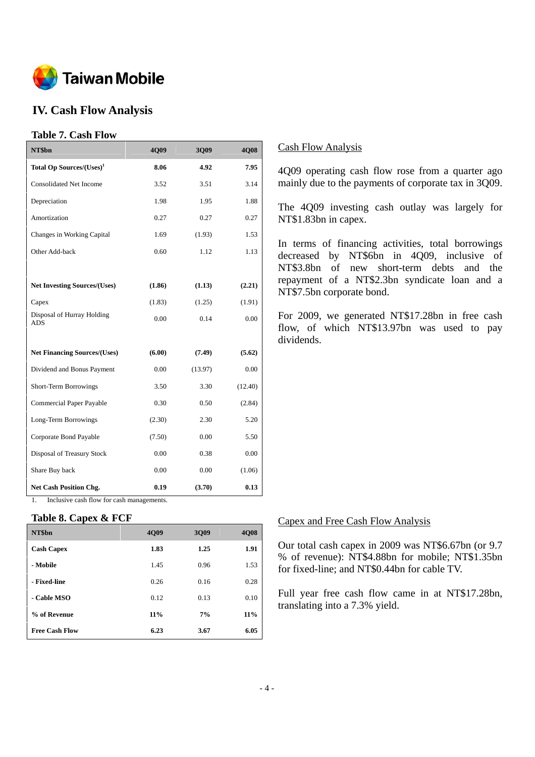# IV. Cash Flow Analysis

### Table 7. Cash Flow

| NT$bn | 4Q09 | 3Q09 | 4Q08 |
|---|---|---|---|
| **Total Op Sources/(Uses)[1]** | **8.06** | **4.92** | **7.95** |
| Consolidated Net Income | 3.52 | 3.51 | 3.14 |
| Depreciation | 1.98 | 1.95 | 1.88 |
| Amortization | 0.27 | 0.27 | 0.27 |
| Changes in Working Capital | 1.69 | (1.93) | 1.53 |
| Other Add-back | 0.60 | 1.12 | 1.13 |
| | | | |
| **Net Investing Sources/(Uses)** | **(1.86)** | **(1.13)** | **(2.21)** |
| Capex | (1.83) | (1.25) | (1.91) |
| Disposal of Hurray Holding ADS | 0.00 | 0.14 | 0.00 |
| | | | |
| **Net Financing Sources/(Uses)** | **(6.00)** | **(7.49)** | **(5.62)** |
| Dividend and Bonus Payment | 0.00 | (13.97) | 0.00 |
| Short-Term Borrowings | 3.50 | 3.30 | (12.40) |
| Commercial Paper Payable | 0.30 | 0.50 | (2.84) |
| Long-Term Borrowings | (2.30) | 2.30 | 5.20 |
| Corporate Bond Payable | (7.50) | 0.00 | 5.50 |
| Disposal of Treasury Stock | 0.00 | 0.38 | 0.00 |
| Share Buy back | 0.00 | 0.00 | (1.06) |
| **Net Cash Position Chg.** | **0.19** | **(3.70)** | **0.13** |

1. Inclusive cash flow for cash managements.

Cash Flow Analysis

4Q09 operating cash flow rose from a quarter ago mainly due to the payments of corporate tax in 3Q09.

The 4Q09 investing cash outlay was largely for NT$1.83bn in capex.

In terms of financing activities, total borrowings decreased by NT$6bn in 4Q09, inclusive of NT$3.8bn of new short-term debts and the repayment of a NT$2.3bn syndicate loan and a NT$7.5bn corporate bond.

For 2009, we generated NT$17.28bn in free cash flow, of which NT$13.97bn was used to pay dividends.

### Table 8. Capex & FCF

| NT$bn | 4Q09 | 3Q09 | 4Q08 |
|---|---|---|---|
| **Cash Capex** | **1.83** | **1.25** | **1.91** |
| **- Mobile** | 1.45 | 0.96 | 1.53 |
| **- Fixed-line** | 0.26 | 0.16 | 0.28 |
| **- Cable MSO** | 0.12 | 0.13 | 0.10 |
| **% of Revenue** | **11%** | **7%** | **11%** |
| **Free Cash Flow** | **6.23** | **3.67** | **6.05** |

Capex and Free Cash Flow Analysis

Our total cash capex in 2009 was NT$6.67bn (or 9.7 % of revenue): NT$4.88bn for mobile; NT$1.35bn for fixed-line; and NT$0.44bn for cable TV.

Full year free cash flow came in at NT$17.28bn, translating into a 7.3% yield.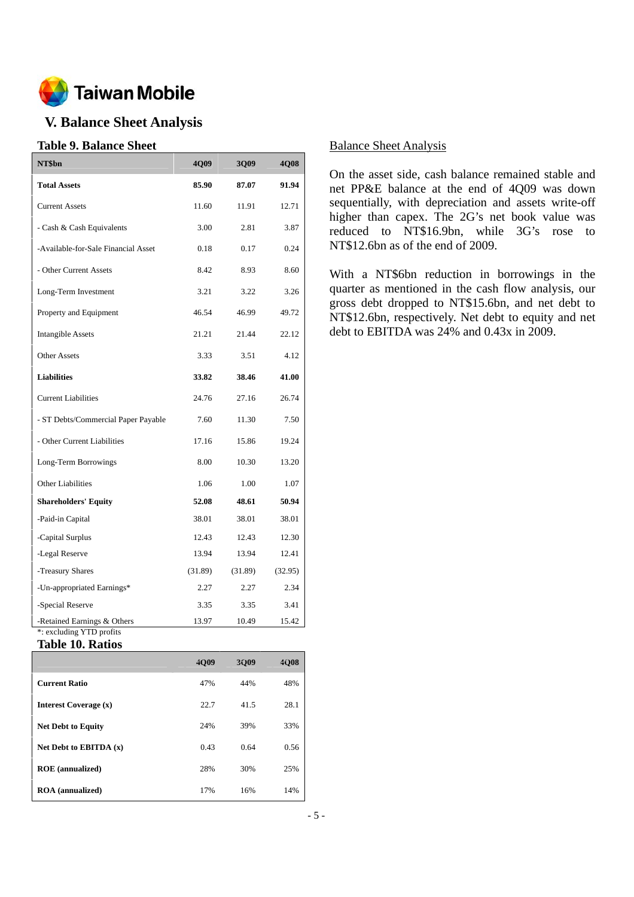Taiwan Mobile

## V. Balance Sheet Analysis

### Table 9. Balance Sheet

| NT$bn | 4Q09 | 3Q09 | 4Q08 |
|---|---|---|---|
| **Total Assets** | **85.90** | **87.07** | **91.94** |
| Current Assets | 11.60 | 11.91 | 12.71 |
| - Cash & Cash Equivalents | 3.00 | 2.81 | 3.87 |
| -Available-for-Sale Financial Asset | 0.18 | 0.17 | 0.24 |
| - Other Current Assets | 8.42 | 8.93 | 8.60 |
| Long-Term Investment | 3.21 | 3.22 | 3.26 |
| Property and Equipment | 46.54 | 46.99 | 49.72 |
| Intangible Assets | 21.21 | 21.44 | 22.12 |
| Other Assets | 3.33 | 3.51 | 4.12 |
| **Liabilities** | **33.82** | **38.46** | **41.00** |
| Current Liabilities | 24.76 | 27.16 | 26.74 |
| - ST Debts/Commercial Paper Payable | 7.60 | 11.30 | 7.50 |
| - Other Current Liabilities | 17.16 | 15.86 | 19.24 |
| Long-Term Borrowings | 8.00 | 10.30 | 13.20 |
| Other Liabilities | 1.06 | 1.00 | 1.07 |
| **Shareholders' Equity** | **52.08** | **48.61** | **50.94** |
| -Paid-in Capital | 38.01 | 38.01 | 38.01 |
| -Capital Surplus | 12.43 | 12.43 | 12.30 |
| -Legal Reserve | 13.94 | 13.94 | 12.41 |
| -Treasury Shares | (31.89) | (31.89) | (32.95) |
| -Un-appropriated Earnings* | 2.27 | 2.27 | 2.34 |
| -Special Reserve | 3.35 | 3.35 | 3.41 |
| -Retained Earnings & Others | 13.97 | 10.49 | 15.42 |

*: excluding YTD profits

### Table 10. Ratios

| | 4Q09 | 3Q09 | 4Q08 |
|---|---|---|---|
| **Current Ratio** | 47% | 44% | 48% |
| **Interest Coverage (x)** | 22.7 | 41.5 | 28.1 |
| **Net Debt to Equity** | 24% | 39% | 33% |
| **Net Debt to EBITDA (x)** | 0.43 | 0.64 | 0.56 |
| **ROE (annualized)** | 28% | 30% | 25% |
| **ROA (annualized)** | 17% | 16% | 14% |

### Balance Sheet Analysis

On the asset side, cash balance remained stable and net PP&E balance at the end of 4Q09 was down sequentially, with depreciation and assets write-off higher than capex. The 2G's net book value was reduced to NT$16.9bn, while 3G's rose to NT$12.6bn as of the end of 2009.

With a NT$6bn reduction in borrowings in the quarter as mentioned in the cash flow analysis, our gross debt dropped to NT$15.6bn, and net debt to NT$12.6bn, respectively. Net debt to equity and net debt to EBITDA was 24% and 0.43x in 2009.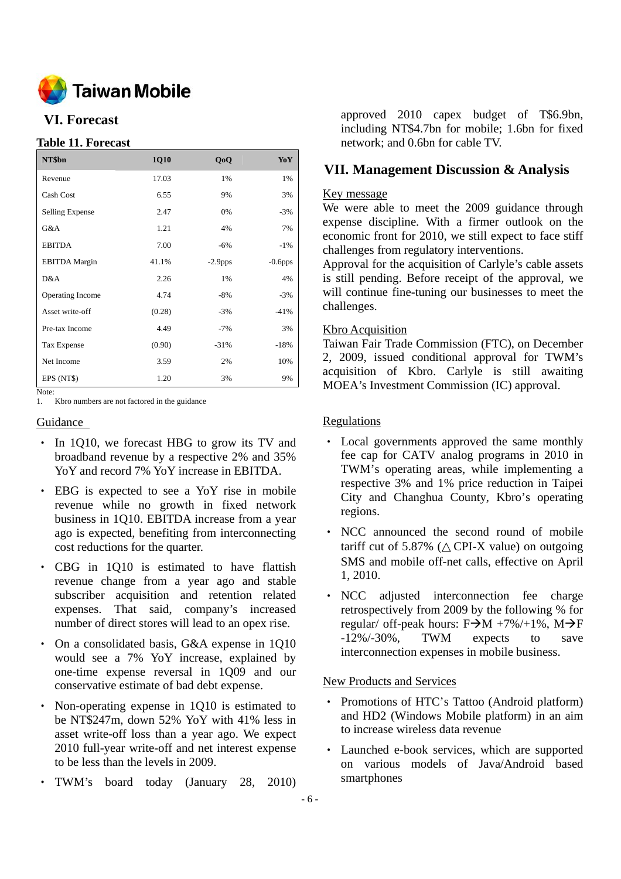## VI. Forecast

### Table 11. Forecast

| NT$bn | 1Q10 | QoQ | YoY |
|---|---|---|---|
| Revenue | 17.03 | 1% | 1% |
| Cash Cost | 6.55 | 9% | 3% |
| Selling Expense | 2.47 | 0% | -3% |
| G&A | 1.21 | 4% | 7% |
| EBITDA | 7.00 | -6% | -1% |
| EBITDA Margin | 41.1% | -2.9pps | -0.6pps |
| D&A | 2.26 | 1% | 4% |
| Operating Income | 4.74 | -8% | -3% |
| Asset write-off | (0.28) | -3% | -41% |
| Pre-tax Income | 4.49 | -7% | 3% |
| Tax Expense | (0.90) | -31% | -18% |
| Net Income | 3.59 | 2% | 10% |
| EPS (NT$) | 1.20 | 3% | 9% |

Note:
1. Kbro numbers are not factored in the guidance

Guidance

- In 1Q10, we forecast HBG to grow its TV and broadband revenue by a respective 2% and 35% YoY and record 7% YoY increase in EBITDA.
- EBG is expected to see a YoY rise in mobile revenue while no growth in fixed network business in 1Q10. EBITDA increase from a year ago is expected, benefiting from interconnecting cost reductions for the quarter.
- CBG in 1Q10 is estimated to have flattish revenue change from a year ago and stable subscriber acquisition and retention related expenses. That said, company's increased number of direct stores will lead to an opex rise.
- On a consolidated basis, G&A expense in 1Q10 would see a 7% YoY increase, explained by one-time expense reversal in 1Q09 and our conservative estimate of bad debt expense.
- Non-operating expense in 1Q10 is estimated to be NT$247m, down 52% YoY with 41% less in asset write-off loss than a year ago. We expect 2010 full-year write-off and net interest expense to be less than the levels in 2009.
- TWM's board today (January 28, 2010) approved 2010 capex budget of T$6.9bn, including NT$4.7bn for mobile; 1.6bn for fixed network; and 0.6bn for cable TV.

## VII. Management Discussion & Analysis

Key message

We were able to meet the 2009 guidance through expense discipline. With a firmer outlook on the economic front for 2010, we still expect to face stiff challenges from regulatory interventions.

Approval for the acquisition of Carlyle's cable assets is still pending. Before receipt of the approval, we will continue fine-tuning our businesses to meet the challenges.

Kbro Acquisition

Taiwan Fair Trade Commission (FTC), on December 2, 2009, issued conditional approval for TWM's acquisition of Kbro. Carlyle is still awaiting MOEA's Investment Commission (IC) approval.

Regulations

- Local governments approved the same monthly fee cap for CATV analog programs in 2010 in TWM's operating areas, while implementing a respective 3% and 1% price reduction in Taipei City and Changhua County, Kbro's operating regions.
- NCC announced the second round of mobile tariff cut of 5.87% (△CPI-X value) on outgoing SMS and mobile off-net calls, effective on April 1, 2010.
- NCC adjusted interconnection fee charge retrospectively from 2009 by the following % for regular/ off-peak hours: F→M +7%/+1%, M→F -12%/-30%, TWM expects to save interconnection expenses in mobile business.

New Products and Services

- Promotions of HTC's Tattoo (Android platform) and HD2 (Windows Mobile platform) in an aim to increase wireless data revenue
- Launched e-book services, which are supported on various models of Java/Android based smartphones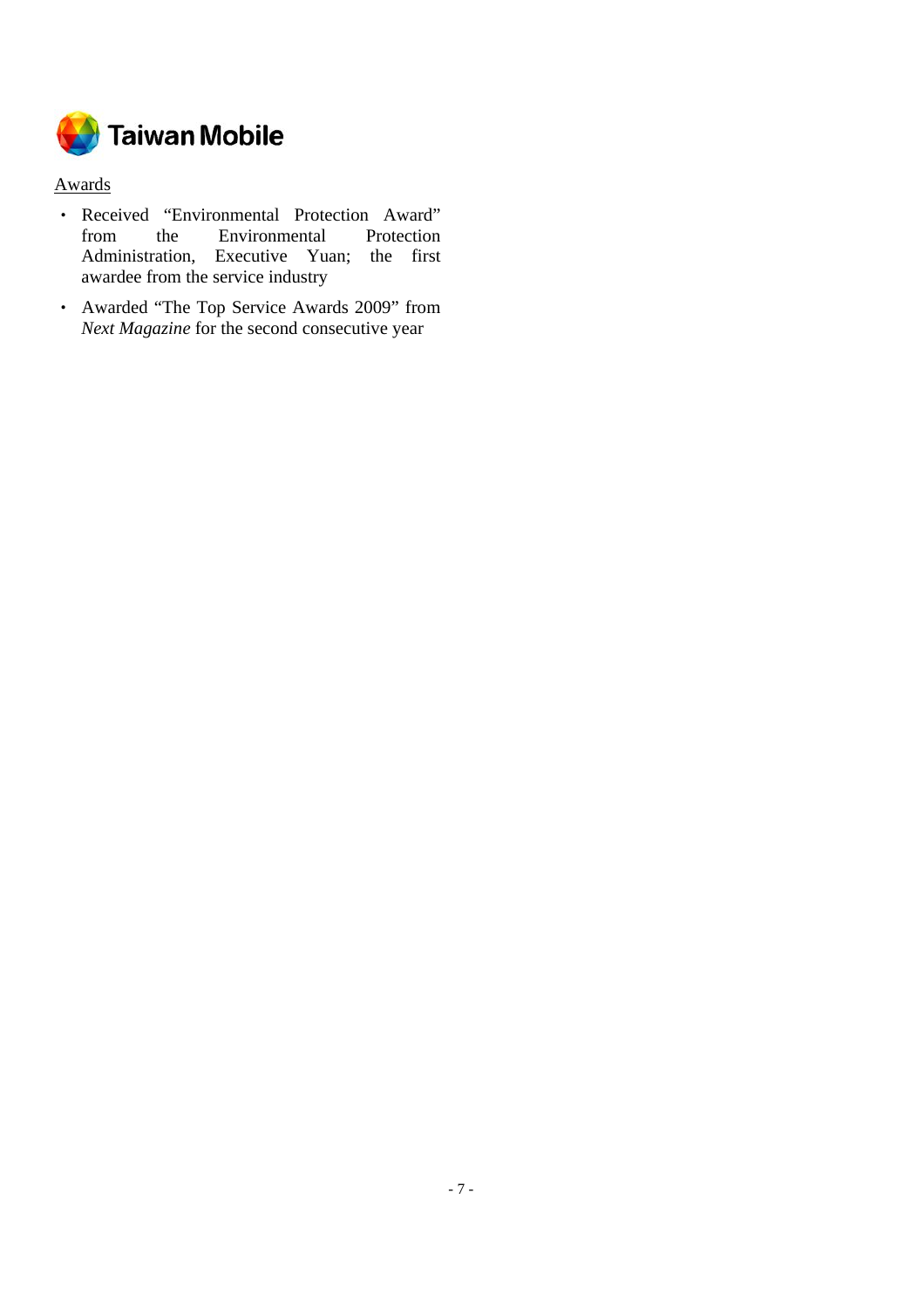Awards

- Received "Environmental Protection Award" from the Environmental Protection Administration, Executive Yuan; the first awardee from the service industry
- Awarded "The Top Service Awards 2009" from *Next Magazine* for the second consecutive year